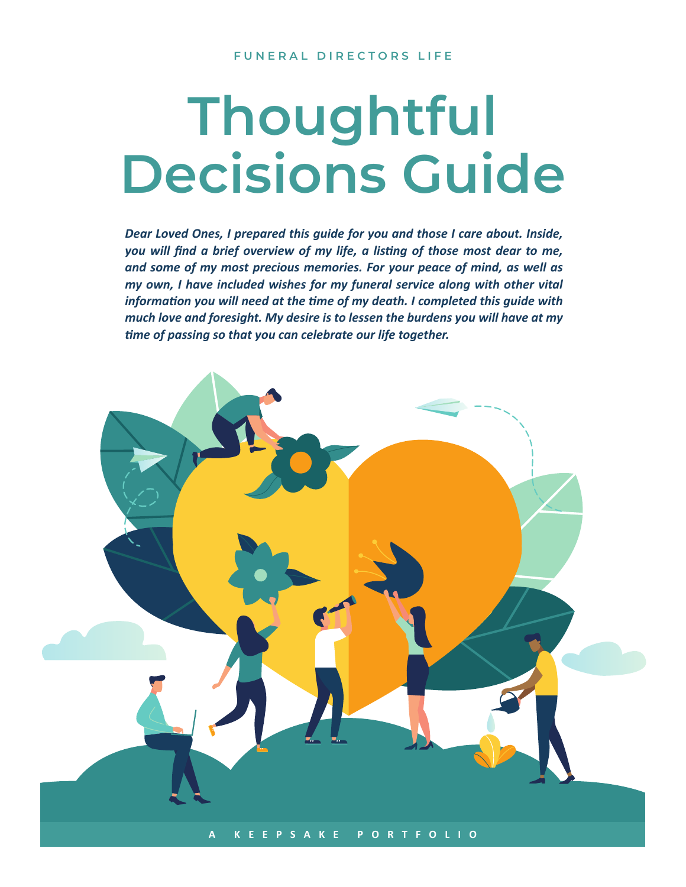FUNERAL DIRECTORS LIFE

# Thoughtful Decisions Guide

***Dear Loved Ones, I prepared this guide for you and those I care about. Inside, you will find a brief overview of my life, a listing of those most dear to me, and some of my most precious memories. For your peace of mind, as well as my own, I have included wishes for my funeral service along with other vital information you will need at the time of my death. I completed this guide with much love and foresight. My desire is to lessen the burdens you will have at my time of passing so that you can celebrate our life together.***

**A KEEPSAKE PORTFOLIO**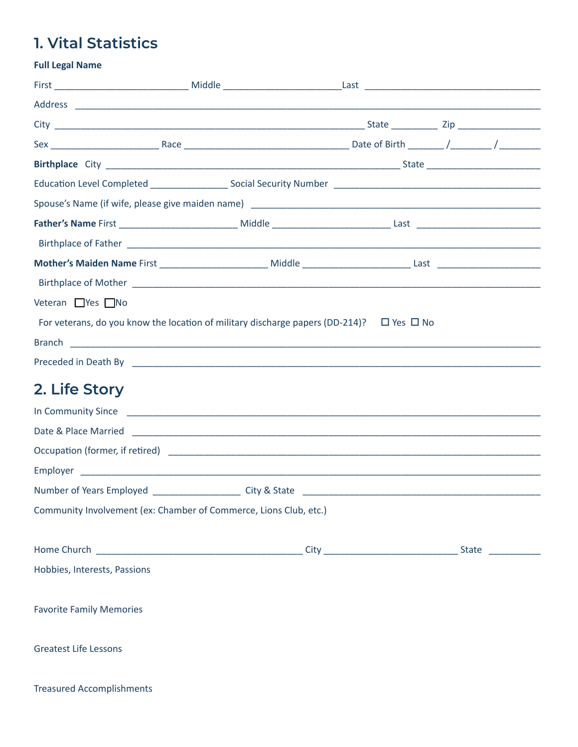## 1. Vital Statistics

**Full Legal Name**

First ___________________________ Middle _______________________ Last ___________________________________

Address ___________________________________________________________________________________________

City _______________________________________________________________ State _________ Zip ________________

Sex ______________________ Race _________________________________ Date of Birth _______ /________ /________

**Birthplace** City ____________________________________________________________ State _______________________

Education Level Completed ________________ Social Security Number __________________________________________

Spouse's Name (if wife, please give maiden name) _____________________________________________________________

**Father's Name** First ________________________ Middle ________________________ Last _________________________

Birthplace of Father ____________________________________________________________________________________

**Mother's Maiden Name** First ______________________ Middle ______________________ Last _____________________

Birthplace of Mother ____________________________________________________________________________________

Veteran ☐ Yes ☐ No

For veterans, do you know the location of military discharge papers (DD-214)? ☐ Yes ☐ No

Branch _____________________________________________________________________________________________

Preceded in Death By ____________________________________________________________________________________

## 2. Life Story

In Community Since _____________________________________________________________________________________

Date & Place Married ____________________________________________________________________________________

Occupation (former, if retired) ____________________________________________________________________________

Employer __________________________________________________________________________________________

Number of Years Employed __________________ City & State ________________________________________________

Community Involvement (ex: Chamber of Commerce, Lions Club, etc.)

Home Church __________________________________________ City ___________________________ State __________

Hobbies, Interests, Passions

Favorite Family Memories

Greatest Life Lessons

Treasured Accomplishments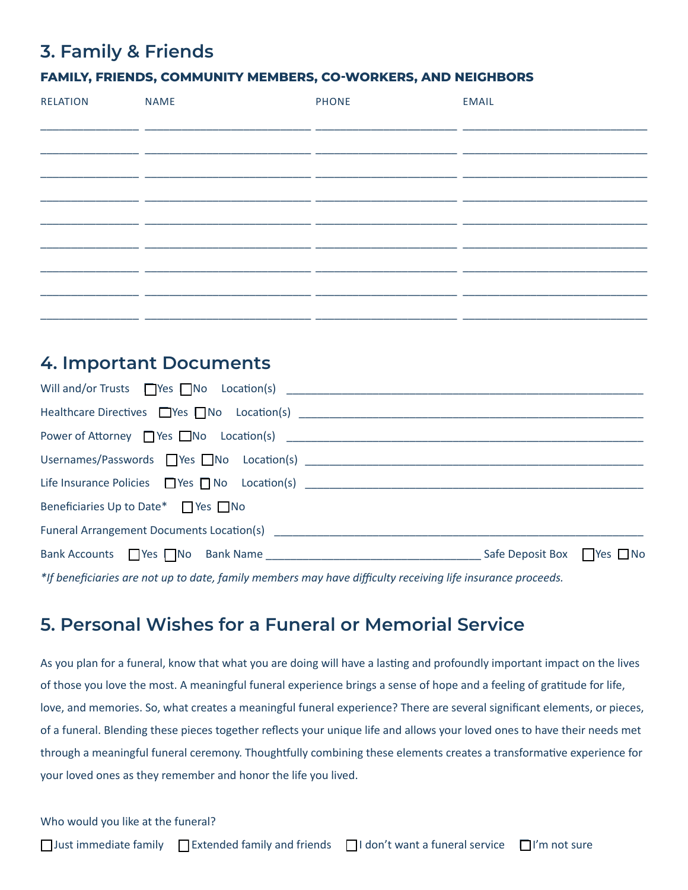## 3. Family & Friends

**FAMILY, FRIENDS, COMMUNITY MEMBERS, CO-WORKERS, AND NEIGHBORS**

| RELATION | NAME | PHONE | EMAIL |
|---|---|---|---|
| | | | |
| | | | |
| | | | |
| | | | |
| | | | |
| | | | |
| | | | |
| | | | |
| | | | |

## 4. Important Documents

Will and/or Trusts ☐ Yes ☐ No Location(s) ______________________________

Healthcare Directives ☐ Yes ☐ No Location(s) ______________________________

Power of Attorney ☐ Yes ☐ No Location(s) ______________________________

Usernames/Passwords ☐ Yes ☐ No Location(s) ______________________________

Life Insurance Policies ☐ Yes ☐ No Location(s) ______________________________

Beneficiaries Up to Date* ☐ Yes ☐ No

Funeral Arrangement Documents Location(s) ______________________________

Bank Accounts ☐ Yes ☐ No Bank Name ____________________ Safe Deposit Box ☐ Yes ☐ No

*\*If beneficiaries are not up to date, family members may have difficulty receiving life insurance proceeds.*

## 5. Personal Wishes for a Funeral or Memorial Service

As you plan for a funeral, know that what you are doing will have a lasting and profoundly important impact on the lives of those you love the most. A meaningful funeral experience brings a sense of hope and a feeling of gratitude for life, love, and memories. So, what creates a meaningful funeral experience? There are several significant elements, or pieces, of a funeral. Blending these pieces together reflects your unique life and allows your loved ones to have their needs met through a meaningful funeral ceremony. Thoughtfully combining these elements creates a transformative experience for your loved ones as they remember and honor the life you lived.

Who would you like at the funeral?

☐ Just immediate family ☐ Extended family and friends ☐ I don't want a funeral service ☐ I'm not sure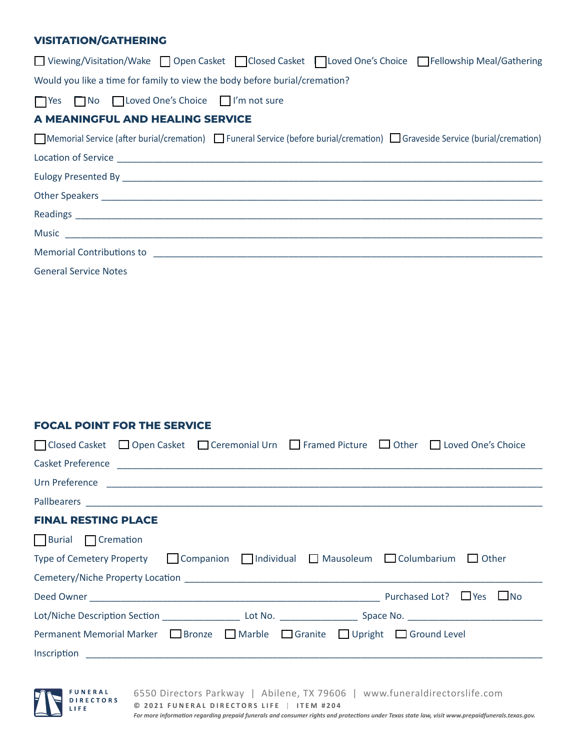## VISITATION/GATHERING

☐ Viewing/Visitation/Wake ☐ Open Casket ☐ Closed Casket ☐ Loved One's Choice ☐ Fellowship Meal/Gathering

Would you like a time for family to view the body before burial/cremation?

☐ Yes ☐ No ☐ Loved One's Choice ☐ I'm not sure

## A MEANINGFUL AND HEALING SERVICE

☐ Memorial Service (after burial/cremation) ☐ Funeral Service (before burial/cremation) ☐ Graveside Service (burial/cremation)

Location of Service ______________________________________________

Eulogy Presented By ______________________________________________

Other Speakers ______________________________________________

Readings ______________________________________________

Music ______________________________________________

Memorial Contributions to ______________________________________________

General Service Notes

## FOCAL POINT FOR THE SERVICE

☐ Closed Casket ☐ Open Casket ☐ Ceremonial Urn ☐ Framed Picture ☐ Other ☐ Loved One's Choice

Casket Preference ______________________________________________

Urn Preference ______________________________________________

Pallbearers ______________________________________________

## FINAL RESTING PLACE

☐ Burial ☐ Cremation

Type of Cemetery Property ☐ Companion ☐ Individual ☐ Mausoleum ☐ Columbarium ☐ Other

Cemetery/Niche Property Location ______________________________________________

Deed Owner ______________________________ Purchased Lot? ☐ Yes ☐ No

Lot/Niche Description Section _______________ Lot No. _______________ Space No. _______________

Permanent Memorial Marker ☐ Bronze ☐ Marble ☐ Granite ☐ Upright ☐ Ground Level

Inscription ______________________________________________

FUNERAL DIRECTORS LIFE

6550 Directors Parkway | Abilene, TX 79606 | www.funeraldirectorslife.com

© 2021 FUNERAL DIRECTORS LIFE | ITEM #204

*For more information regarding prepaid funerals and consumer rights and protections under Texas state law, visit www.prepaidfunerals.texas.gov.*